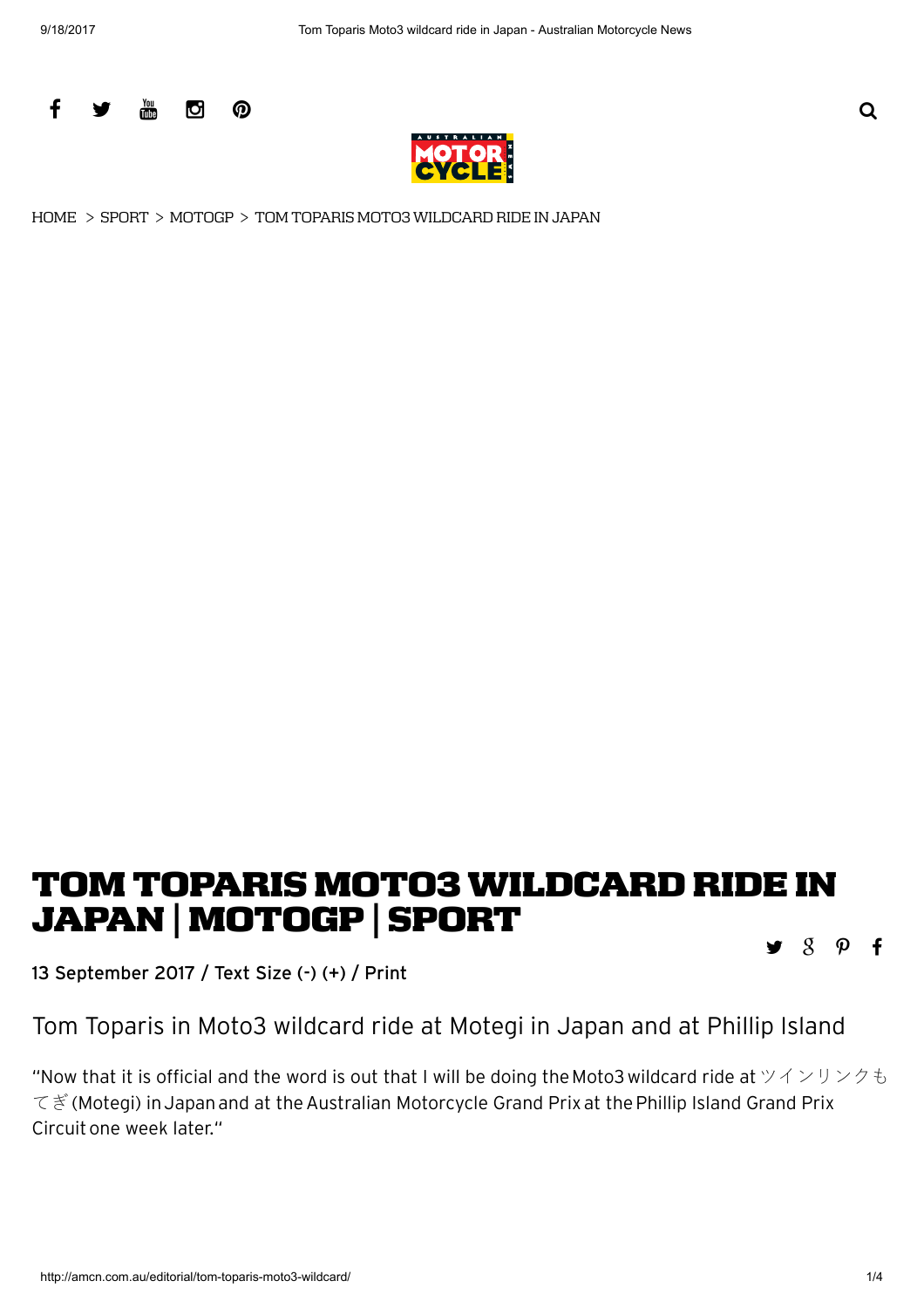HOME > SPORT > MOTOGP > TOM TOPARIS MOTO3 WILDCARD RIDE IN JAPAN

# TOM TOPARIS MOTO3 WILDCARD RIDE IN JAPAN | MOTOGP | SPORT

13 September 2017 / Text Size (-) (+) / Print

## Tom Toparis in Moto3 wildcard ride at Motegi in Japan and at Phillip Island

"Now that it is official and the word is out that I will be doing the Moto3 wildcard ride at ツインリンクもてぎ (Motegi) in Japan and at the Australian Motorcycle Grand Prix at the Phillip Island Grand Prix Circuit one week later."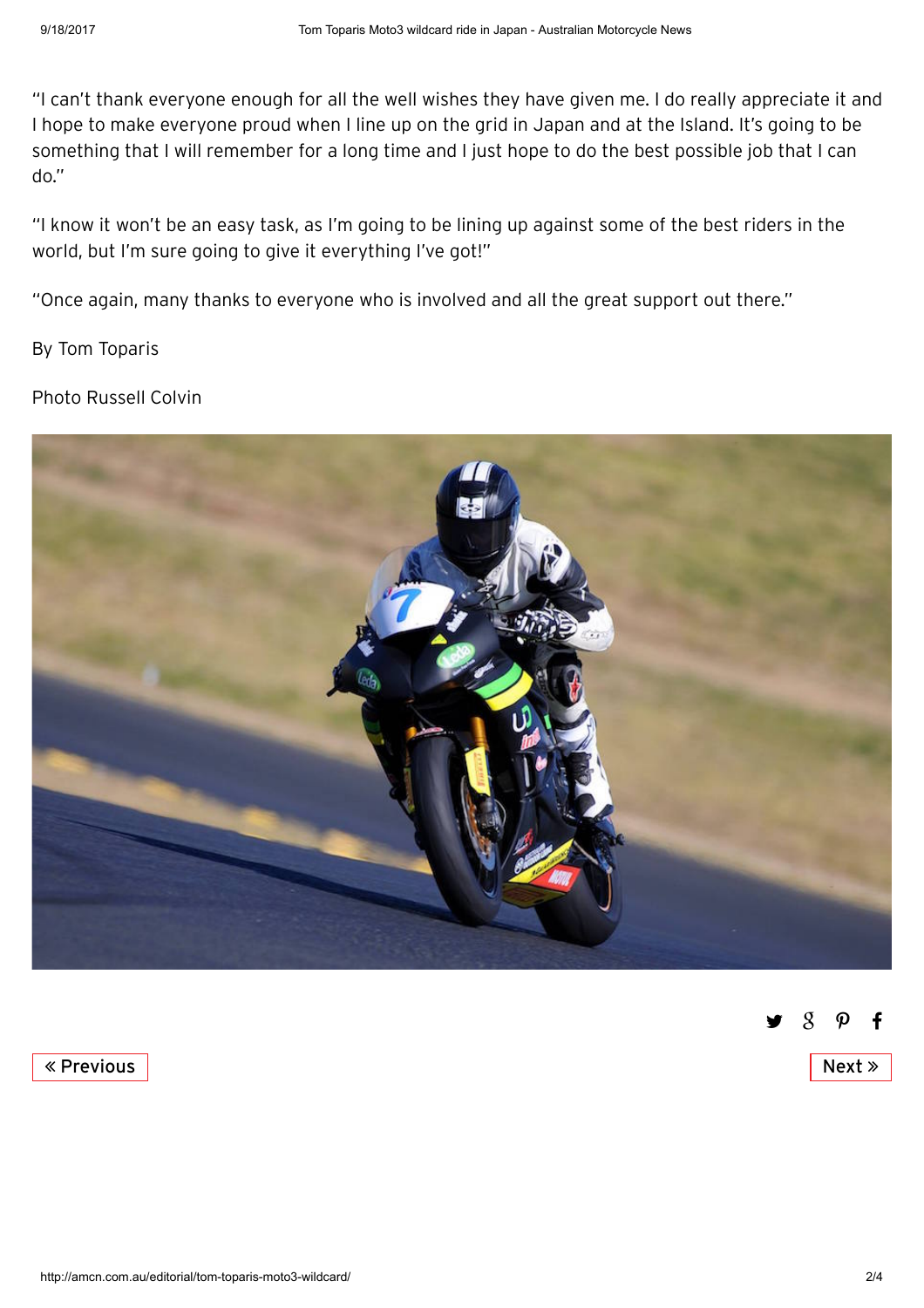"I can't thank everyone enough for all the well wishes they have given me. I do really appreciate it and I hope to make everyone proud when I line up on the grid in Japan and at the Island. It's going to be something that I will remember for a long time and I just hope to do the best possible job that I can do."

"I know it won't be an easy task, as I'm going to be lining up against some of the best riders in the world, but I'm sure going to give it everything I've got!"

"Once again, many thanks to everyone who is involved and all the great support out there."

By Tom Toparis

Photo Russell Colvin

« Previous

Next »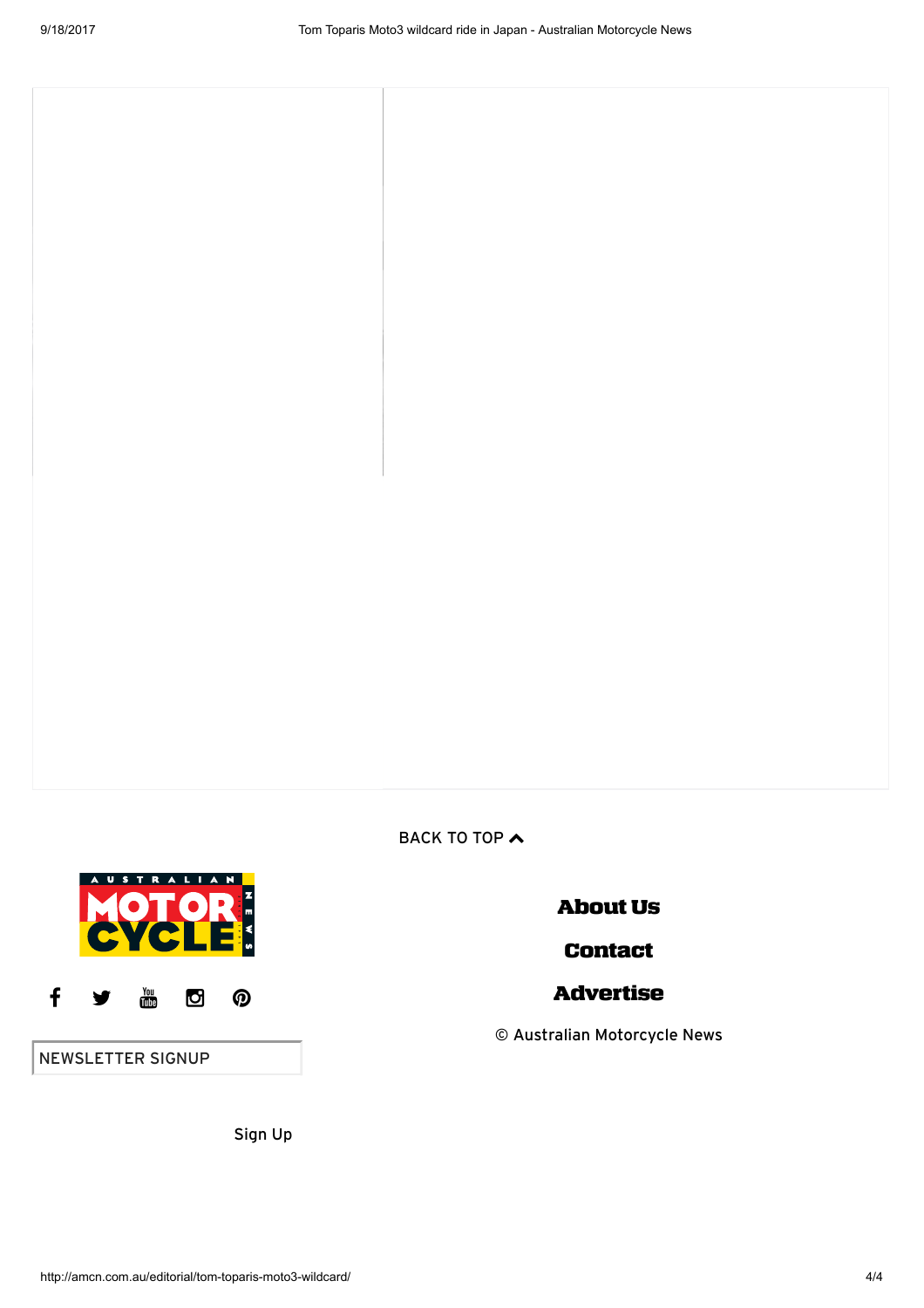BACK TO TOP

About Us

Contact

Advertise

© Australian Motorcycle News

NEWSLETTER SIGNUP

Sign Up